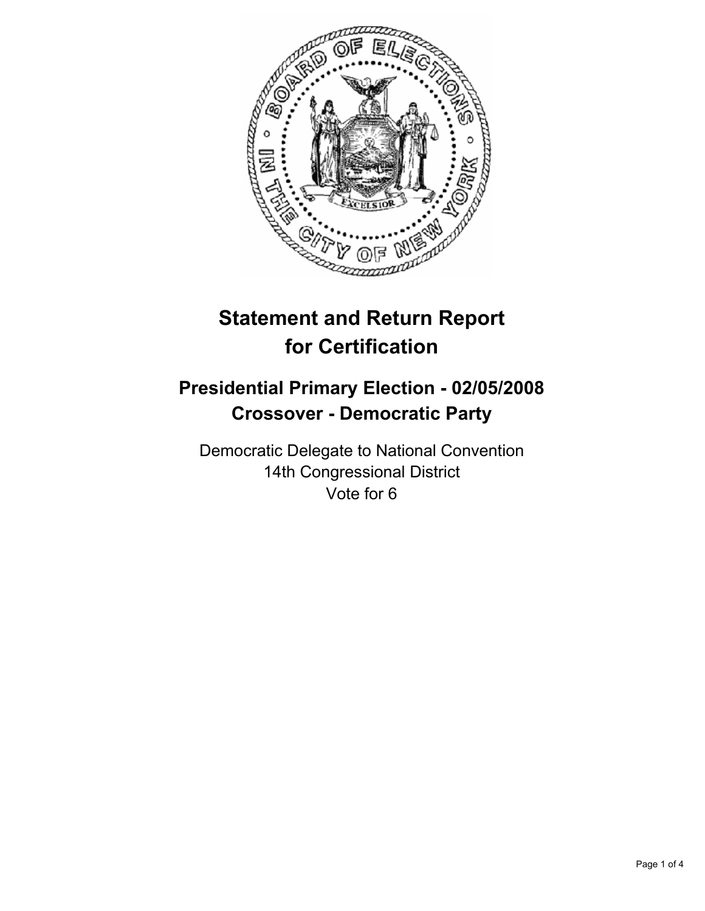# Statement and Return Report for Certification

## Presidential Primary Election - 02/05/2008
## Crossover - Democratic Party

Democratic Delegate to National Convention
14th Congressional District
Vote for 6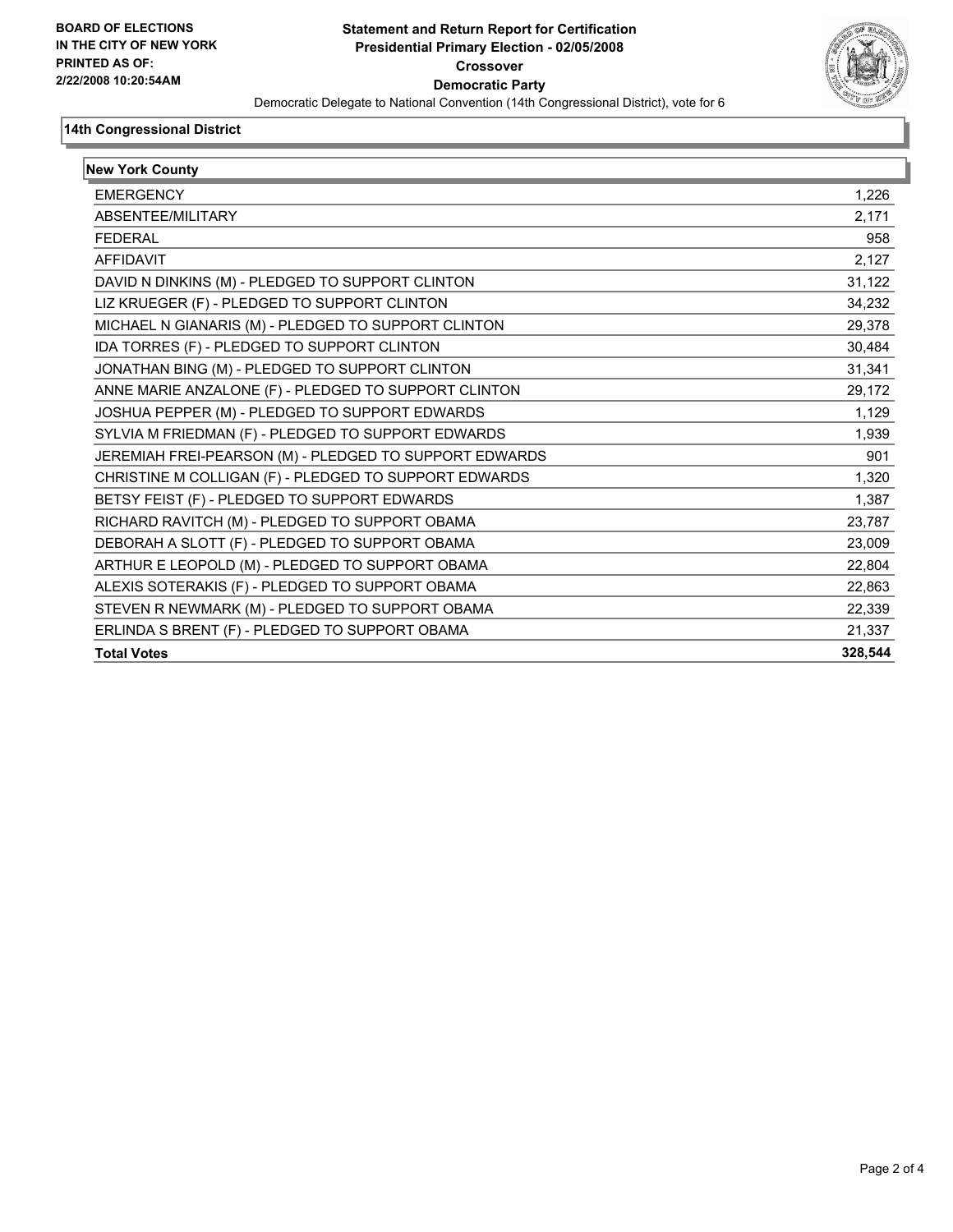**BOARD OF ELECTIONS IN THE CITY OF NEW YORK**
**PRINTED AS OF:**
**2/22/2008 10:20:54AM**

**Statement and Return Report for Certification**
**Presidential Primary Election - 02/05/2008**
**Crossover**
**Democratic Party**
Democratic Delegate to National Convention (14th Congressional District), vote for 6

## 14th Congressional District

### New York County

| | |
|---|---|
| EMERGENCY | 1,226 |
| ABSENTEE/MILITARY | 2,171 |
| FEDERAL | 958 |
| AFFIDAVIT | 2,127 |
| DAVID N DINKINS (M) - PLEDGED TO SUPPORT CLINTON | 31,122 |
| LIZ KRUEGER (F) - PLEDGED TO SUPPORT CLINTON | 34,232 |
| MICHAEL N GIANARIS (M) - PLEDGED TO SUPPORT CLINTON | 29,378 |
| IDA TORRES (F) - PLEDGED TO SUPPORT CLINTON | 30,484 |
| JONATHAN BING (M) - PLEDGED TO SUPPORT CLINTON | 31,341 |
| ANNE MARIE ANZALONE (F) - PLEDGED TO SUPPORT CLINTON | 29,172 |
| JOSHUA PEPPER (M) - PLEDGED TO SUPPORT EDWARDS | 1,129 |
| SYLVIA M FRIEDMAN (F) - PLEDGED TO SUPPORT EDWARDS | 1,939 |
| JEREMIAH FREI-PEARSON (M) - PLEDGED TO SUPPORT EDWARDS | 901 |
| CHRISTINE M COLLIGAN (F) - PLEDGED TO SUPPORT EDWARDS | 1,320 |
| BETSY FEIST (F) - PLEDGED TO SUPPORT EDWARDS | 1,387 |
| RICHARD RAVITCH (M) - PLEDGED TO SUPPORT OBAMA | 23,787 |
| DEBORAH A SLOTT (F) - PLEDGED TO SUPPORT OBAMA | 23,009 |
| ARTHUR E LEOPOLD (M) - PLEDGED TO SUPPORT OBAMA | 22,804 |
| ALEXIS SOTERAKIS (F) - PLEDGED TO SUPPORT OBAMA | 22,863 |
| STEVEN R NEWMARK (M) - PLEDGED TO SUPPORT OBAMA | 22,339 |
| ERLINDA S BRENT (F) - PLEDGED TO SUPPORT OBAMA | 21,337 |
| **Total Votes** | **328,544** |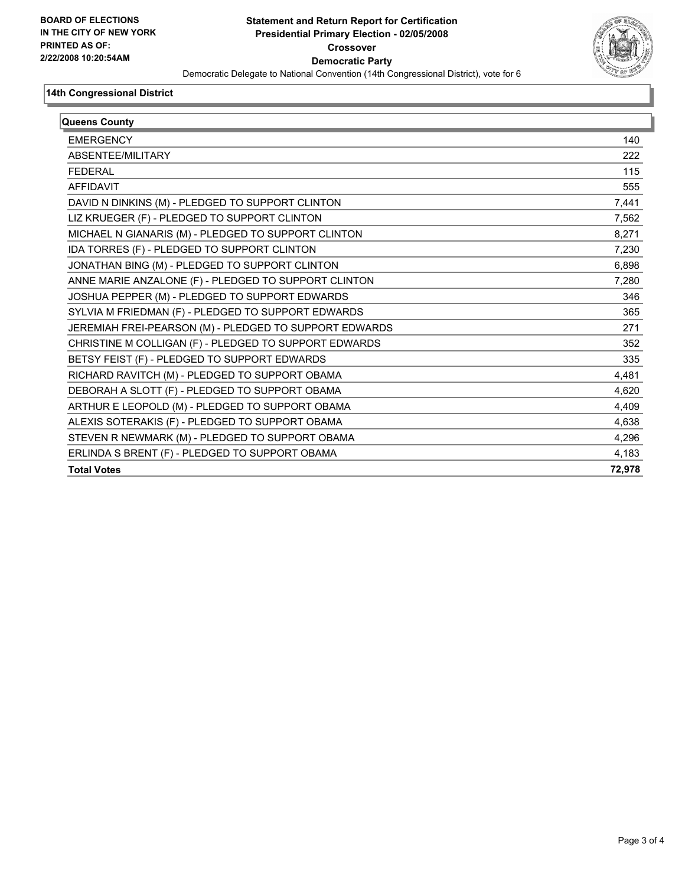**BOARD OF ELECTIONS IN THE CITY OF NEW YORK**
**PRINTED AS OF: 2/22/2008 10:20:54AM**

# Statement and Return Report for Certification
## Presidential Primary Election - 02/05/2008
## Crossover
## Democratic Party

Democratic Delegate to National Convention (14th Congressional District), vote for 6

### 14th Congressional District

| Queens County | |
|---|---|
| EMERGENCY | 140 |
| ABSENTEE/MILITARY | 222 |
| FEDERAL | 115 |
| AFFIDAVIT | 555 |
| DAVID N DINKINS (M) - PLEDGED TO SUPPORT CLINTON | 7,441 |
| LIZ KRUEGER (F) - PLEDGED TO SUPPORT CLINTON | 7,562 |
| MICHAEL N GIANARIS (M) - PLEDGED TO SUPPORT CLINTON | 8,271 |
| IDA TORRES (F) - PLEDGED TO SUPPORT CLINTON | 7,230 |
| JONATHAN BING (M) - PLEDGED TO SUPPORT CLINTON | 6,898 |
| ANNE MARIE ANZALONE (F) - PLEDGED TO SUPPORT CLINTON | 7,280 |
| JOSHUA PEPPER (M) - PLEDGED TO SUPPORT EDWARDS | 346 |
| SYLVIA M FRIEDMAN (F) - PLEDGED TO SUPPORT EDWARDS | 365 |
| JEREMIAH FREI-PEARSON (M) - PLEDGED TO SUPPORT EDWARDS | 271 |
| CHRISTINE M COLLIGAN (F) - PLEDGED TO SUPPORT EDWARDS | 352 |
| BETSY FEIST (F) - PLEDGED TO SUPPORT EDWARDS | 335 |
| RICHARD RAVITCH (M) - PLEDGED TO SUPPORT OBAMA | 4,481 |
| DEBORAH A SLOTT (F) - PLEDGED TO SUPPORT OBAMA | 4,620 |
| ARTHUR E LEOPOLD (M) - PLEDGED TO SUPPORT OBAMA | 4,409 |
| ALEXIS SOTERAKIS (F) - PLEDGED TO SUPPORT OBAMA | 4,638 |
| STEVEN R NEWMARK (M) - PLEDGED TO SUPPORT OBAMA | 4,296 |
| ERLINDA S BRENT (F) - PLEDGED TO SUPPORT OBAMA | 4,183 |
| **Total Votes** | **72,978** |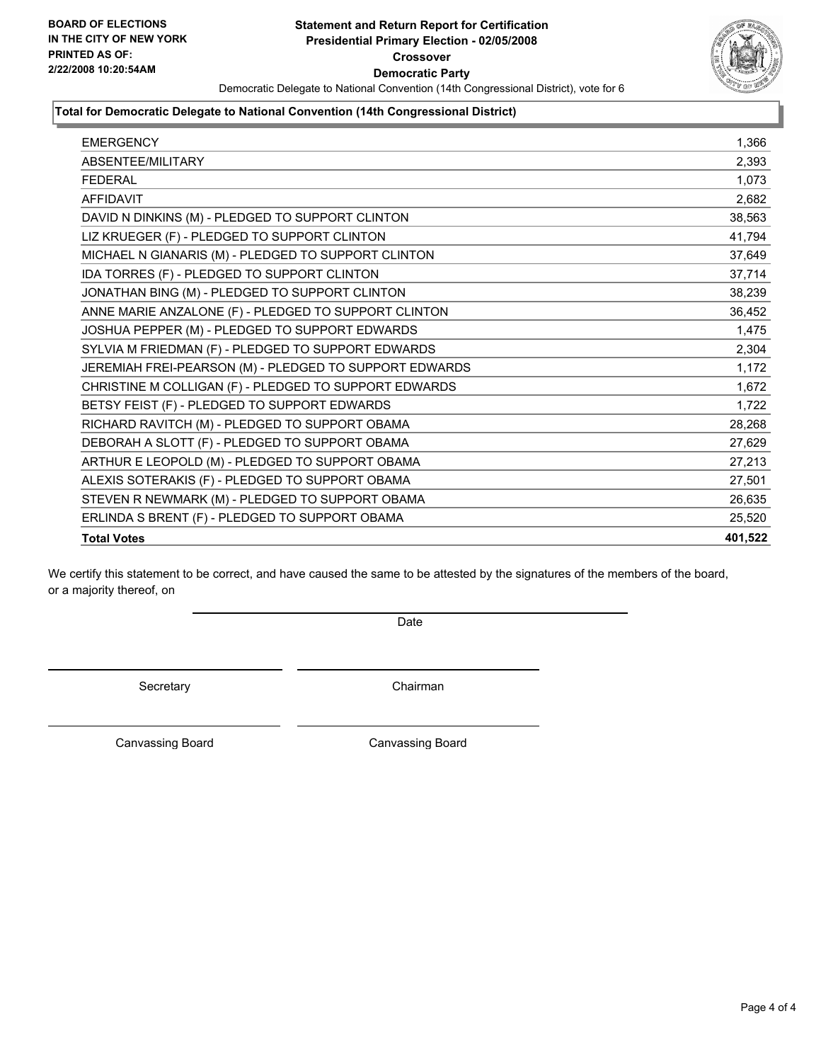**BOARD OF ELECTIONS IN THE CITY OF NEW YORK PRINTED AS OF: 2/22/2008 10:20:54AM**

**Statement and Return Report for Certification**
**Presidential Primary Election - 02/05/2008**
**Crossover**
**Democratic Party**

Democratic Delegate to National Convention (14th Congressional District), vote for 6

### Total for Democratic Delegate to National Convention (14th Congressional District)

| | |
|---|---|
| EMERGENCY | 1,366 |
| ABSENTEE/MILITARY | 2,393 |
| FEDERAL | 1,073 |
| AFFIDAVIT | 2,682 |
| DAVID N DINKINS (M) - PLEDGED TO SUPPORT CLINTON | 38,563 |
| LIZ KRUEGER (F) - PLEDGED TO SUPPORT CLINTON | 41,794 |
| MICHAEL N GIANARIS (M) - PLEDGED TO SUPPORT CLINTON | 37,649 |
| IDA TORRES (F) - PLEDGED TO SUPPORT CLINTON | 37,714 |
| JONATHAN BING (M) - PLEDGED TO SUPPORT CLINTON | 38,239 |
| ANNE MARIE ANZALONE (F) - PLEDGED TO SUPPORT CLINTON | 36,452 |
| JOSHUA PEPPER (M) - PLEDGED TO SUPPORT EDWARDS | 1,475 |
| SYLVIA M FRIEDMAN (F) - PLEDGED TO SUPPORT EDWARDS | 2,304 |
| JEREMIAH FREI-PEARSON (M) - PLEDGED TO SUPPORT EDWARDS | 1,172 |
| CHRISTINE M COLLIGAN (F) - PLEDGED TO SUPPORT EDWARDS | 1,672 |
| BETSY FEIST (F) - PLEDGED TO SUPPORT EDWARDS | 1,722 |
| RICHARD RAVITCH (M) - PLEDGED TO SUPPORT OBAMA | 28,268 |
| DEBORAH A SLOTT (F) - PLEDGED TO SUPPORT OBAMA | 27,629 |
| ARTHUR E LEOPOLD (M) - PLEDGED TO SUPPORT OBAMA | 27,213 |
| ALEXIS SOTERAKIS (F) - PLEDGED TO SUPPORT OBAMA | 27,501 |
| STEVEN R NEWMARK (M) - PLEDGED TO SUPPORT OBAMA | 26,635 |
| ERLINDA S BRENT (F) - PLEDGED TO SUPPORT OBAMA | 25,520 |
| **Total Votes** | **401,522** |

We certify this statement to be correct, and have caused the same to be attested by the signatures of the members of the board, or a majority thereof, on

Date

Secretary

Chairman

Canvassing Board

Canvassing Board